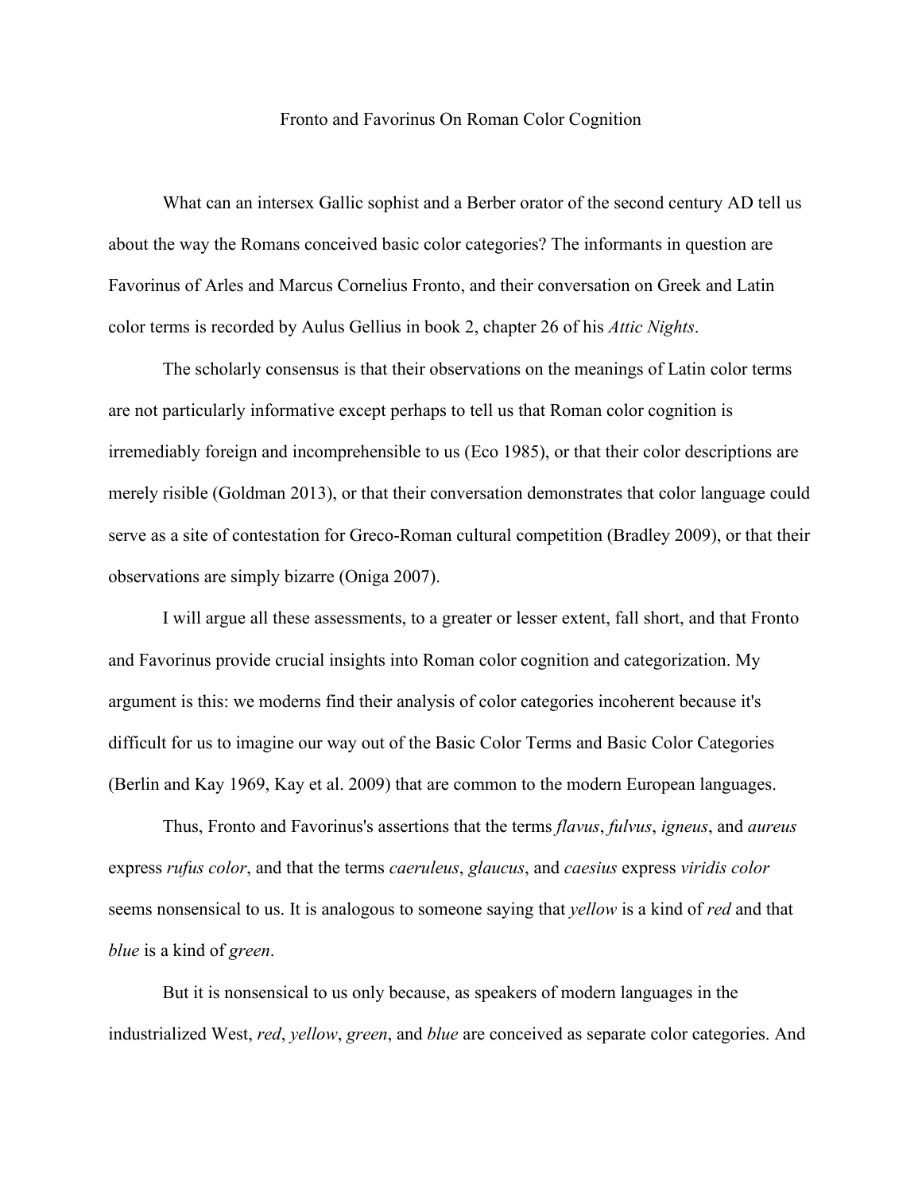# Fronto and Favorinus On Roman Color Cognition

What can an intersex Gallic sophist and a Berber orator of the second century AD tell us about the way the Romans conceived basic color categories? The informants in question are Favorinus of Arles and Marcus Cornelius Fronto, and their conversation on Greek and Latin color terms is recorded by Aulus Gellius in book 2, chapter 26 of his *Attic Nights*.

The scholarly consensus is that their observations on the meanings of Latin color terms are not particularly informative except perhaps to tell us that Roman color cognition is irremediably foreign and incomprehensible to us (Eco 1985), or that their color descriptions are merely risible (Goldman 2013), or that their conversation demonstrates that color language could serve as a site of contestation for Greco-Roman cultural competition (Bradley 2009), or that their observations are simply bizarre (Oniga 2007).

I will argue all these assessments, to a greater or lesser extent, fall short, and that Fronto and Favorinus provide crucial insights into Roman color cognition and categorization. My argument is this: we moderns find their analysis of color categories incoherent because it's difficult for us to imagine our way out of the Basic Color Terms and Basic Color Categories (Berlin and Kay 1969, Kay et al. 2009) that are common to the modern European languages.

Thus, Fronto and Favorinus's assertions that the terms *flavus*, *fulvus*, *igneus*, and *aureus* express *rufus color*, and that the terms *caeruleus*, *glaucus*, and *caesius* express *viridis color* seems nonsensical to us. It is analogous to someone saying that *yellow* is a kind of *red* and that *blue* is a kind of *green*.

But it is nonsensical to us only because, as speakers of modern languages in the industrialized West, *red*, *yellow*, *green*, and *blue* are conceived as separate color categories. And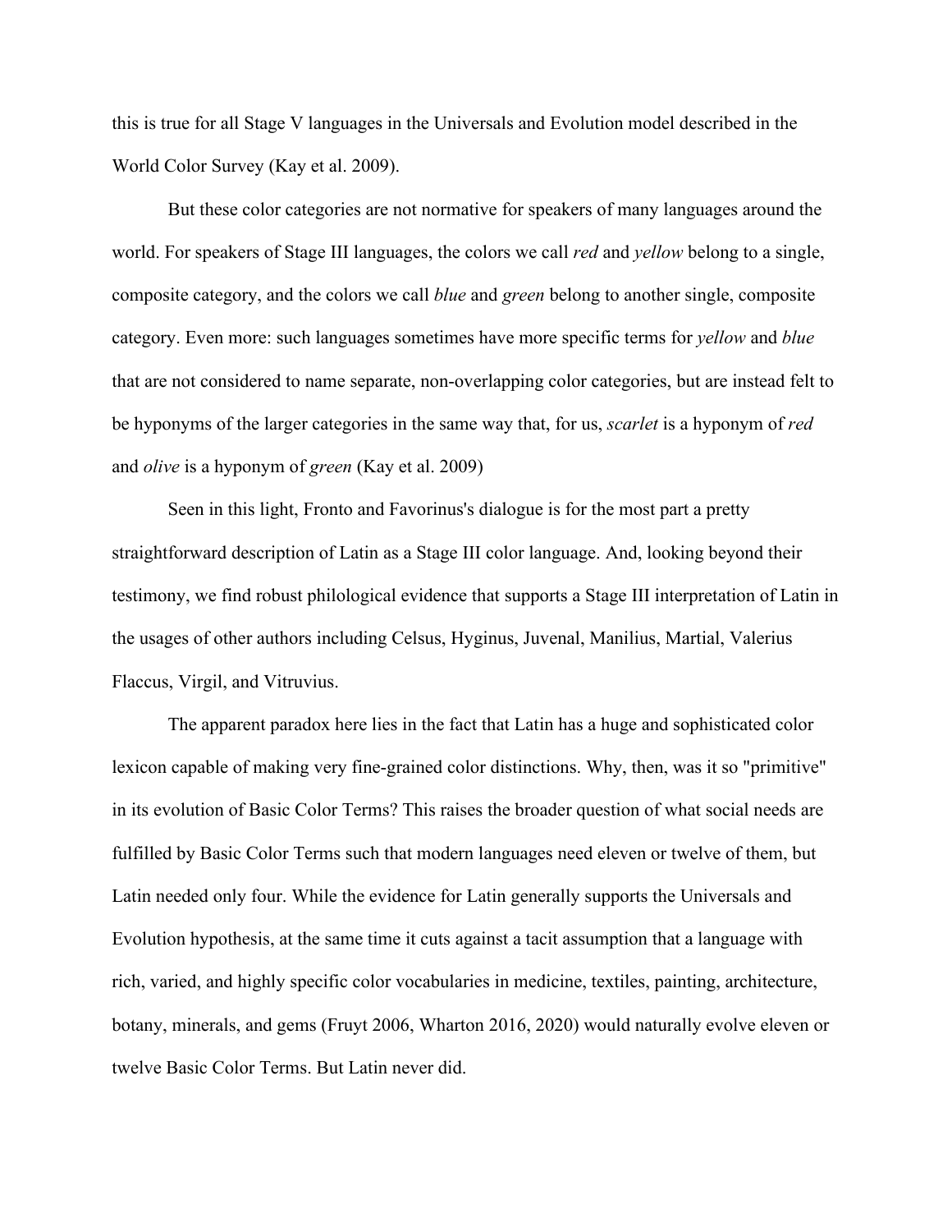this is true for all Stage V languages in the Universals and Evolution model described in the World Color Survey (Kay et al. 2009).

But these color categories are not normative for speakers of many languages around the world. For speakers of Stage III languages, the colors we call *red* and *yellow* belong to a single, composite category, and the colors we call *blue* and *green* belong to another single, composite category. Even more: such languages sometimes have more specific terms for *yellow* and *blue* that are not considered to name separate, non-overlapping color categories, but are instead felt to be hyponyms of the larger categories in the same way that, for us, *scarlet* is a hyponym of *red* and *olive* is a hyponym of *green* (Kay et al. 2009)

Seen in this light, Fronto and Favorinus's dialogue is for the most part a pretty straightforward description of Latin as a Stage III color language. And, looking beyond their testimony, we find robust philological evidence that supports a Stage III interpretation of Latin in the usages of other authors including Celsus, Hyginus, Juvenal, Manilius, Martial, Valerius Flaccus, Virgil, and Vitruvius.

The apparent paradox here lies in the fact that Latin has a huge and sophisticated color lexicon capable of making very fine-grained color distinctions. Why, then, was it so "primitive" in its evolution of Basic Color Terms? This raises the broader question of what social needs are fulfilled by Basic Color Terms such that modern languages need eleven or twelve of them, but Latin needed only four. While the evidence for Latin generally supports the Universals and Evolution hypothesis, at the same time it cuts against a tacit assumption that a language with rich, varied, and highly specific color vocabularies in medicine, textiles, painting, architecture, botany, minerals, and gems (Fruyt 2006, Wharton 2016, 2020) would naturally evolve eleven or twelve Basic Color Terms. But Latin never did.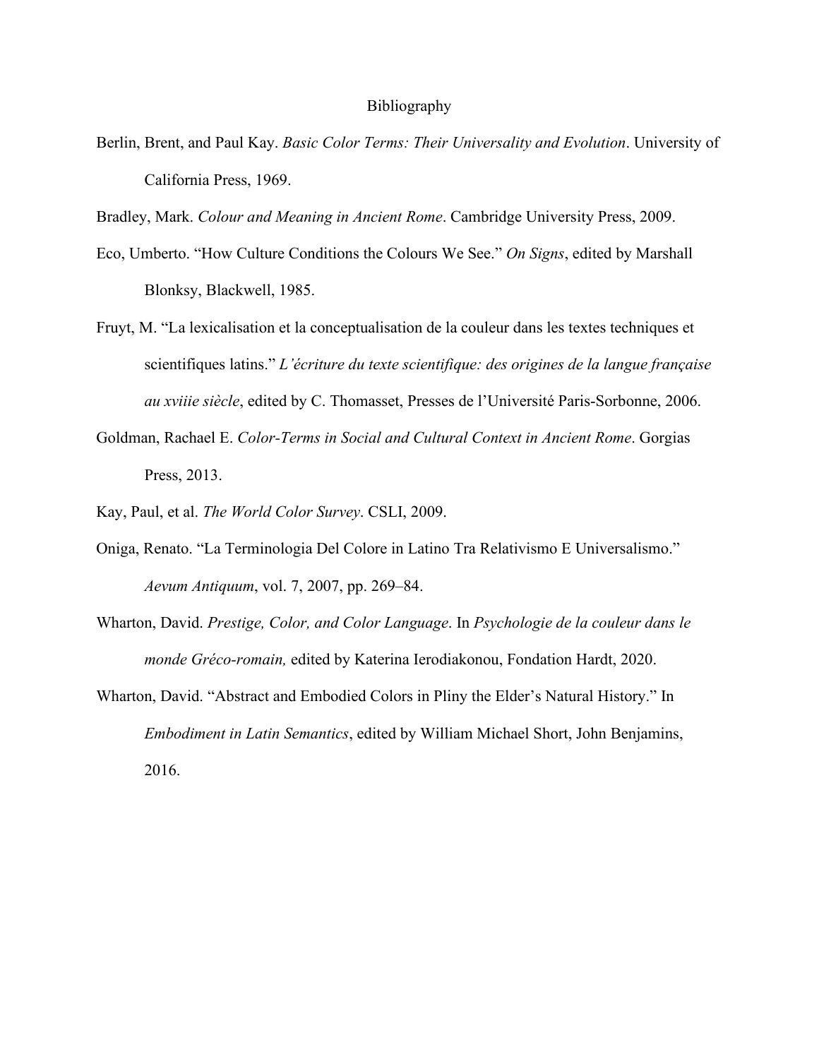# Bibliography

Berlin, Brent, and Paul Kay. *Basic Color Terms: Their Universality and Evolution*. University of California Press, 1969.

Bradley, Mark. *Colour and Meaning in Ancient Rome*. Cambridge University Press, 2009.

Eco, Umberto. "How Culture Conditions the Colours We See." *On Signs*, edited by Marshall Blonksy, Blackwell, 1985.

Fruyt, M. "La lexicalisation et la conceptualisation de la couleur dans les textes techniques et scientifiques latins." *L'écriture du texte scientifique: des origines de la langue française au xviiie siècle*, edited by C. Thomasset, Presses de l'Université Paris-Sorbonne, 2006.

Goldman, Rachael E. *Color-Terms in Social and Cultural Context in Ancient Rome*. Gorgias Press, 2013.

Kay, Paul, et al. *The World Color Survey*. CSLI, 2009.

Oniga, Renato. "La Terminologia Del Colore in Latino Tra Relativismo E Universalismo." *Aevum Antiquum*, vol. 7, 2007, pp. 269–84.

Wharton, David. *Prestige, Color, and Color Language*. In *Psychologie de la couleur dans le monde Gréco-romain,* edited by Katerina Ierodiakonou, Fondation Hardt, 2020.

Wharton, David. "Abstract and Embodied Colors in Pliny the Elder's Natural History." In *Embodiment in Latin Semantics*, edited by William Michael Short, John Benjamins, 2016.